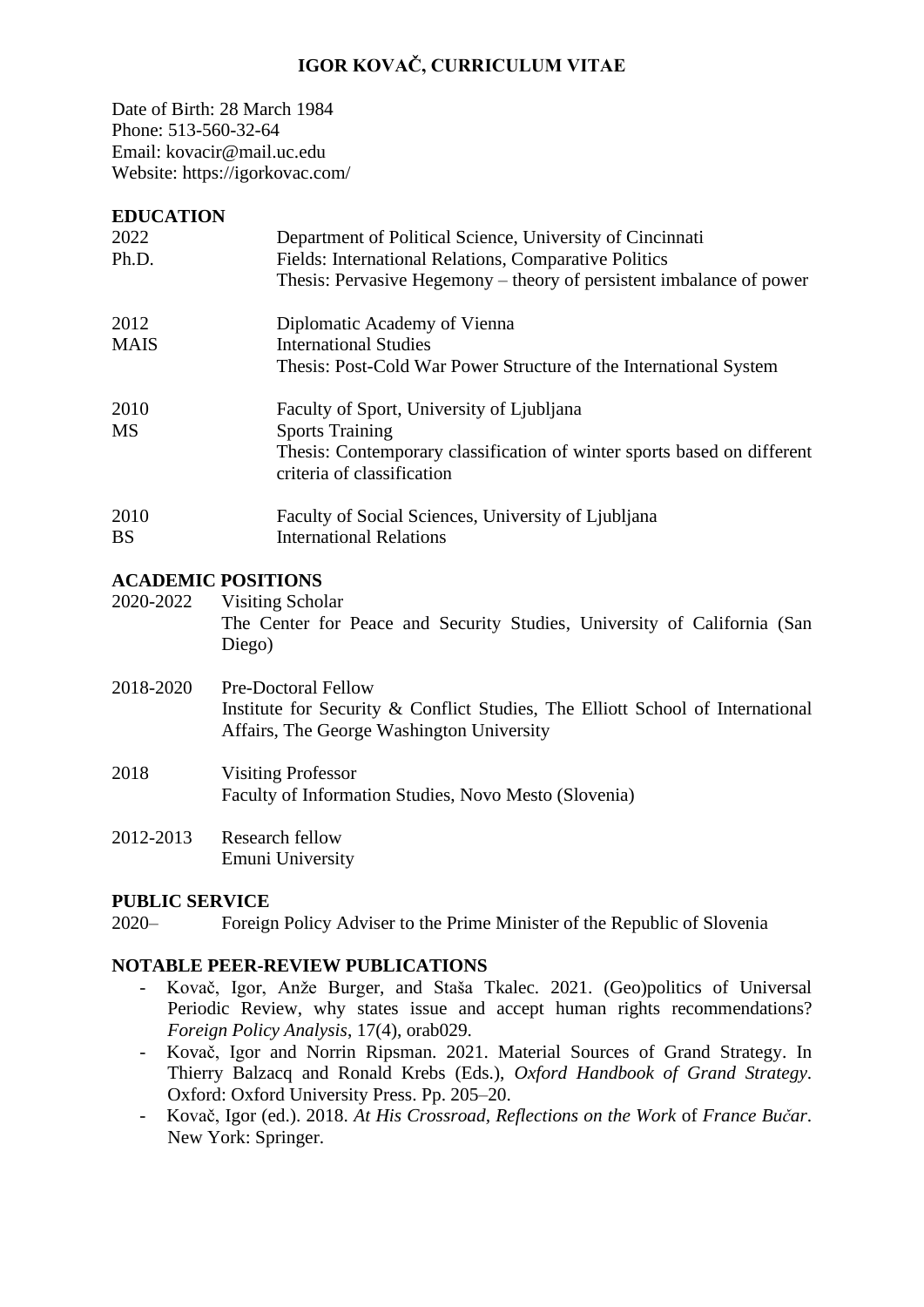# IGOR KOVAČ, CURRICULUM VITAE

Date of Birth: 28 March 1984
Phone: 513-560-32-64
Email: kovacir@mail.uc.edu
Website: https://igorkovac.com/

## EDUCATION

2022
Ph.D.
Department of Political Science, University of Cincinnati
Fields: International Relations, Comparative Politics
Thesis: Pervasive Hegemony – theory of persistent imbalance of power

2012
MAIS
Diplomatic Academy of Vienna
International Studies
Thesis: Post-Cold War Power Structure of the International System

2010
MS
Faculty of Sport, University of Ljubljana
Sports Training
Thesis: Contemporary classification of winter sports based on different criteria of classification

2010
BS
Faculty of Social Sciences, University of Ljubljana
International Relations

## ACADEMIC POSITIONS

2020-2022 Visiting Scholar
The Center for Peace and Security Studies, University of California (San Diego)

2018-2020 Pre-Doctoral Fellow
Institute for Security & Conflict Studies, The Elliott School of International Affairs, The George Washington University

2018 Visiting Professor
Faculty of Information Studies, Novo Mesto (Slovenia)

2012-2013 Research fellow
Emuni University

## PUBLIC SERVICE

2020– Foreign Policy Adviser to the Prime Minister of the Republic of Slovenia

## NOTABLE PEER-REVIEW PUBLICATIONS

- Kovač, Igor, Anže Burger, and Staša Tkalec. 2021. (Geo)politics of Universal Periodic Review, why states issue and accept human rights recommendations? *Foreign Policy Analysis*, 17(4), orab029.
- Kovač, Igor and Norrin Ripsman. 2021. Material Sources of Grand Strategy. In Thierry Balzacq and Ronald Krebs (Eds.), *Oxford Handbook of Grand Strategy*. Oxford: Oxford University Press. Pp. 205–20.
- Kovač, Igor (ed.). 2018. *At His Crossroad, Reflections on the Work* of *France Bučar*. New York: Springer.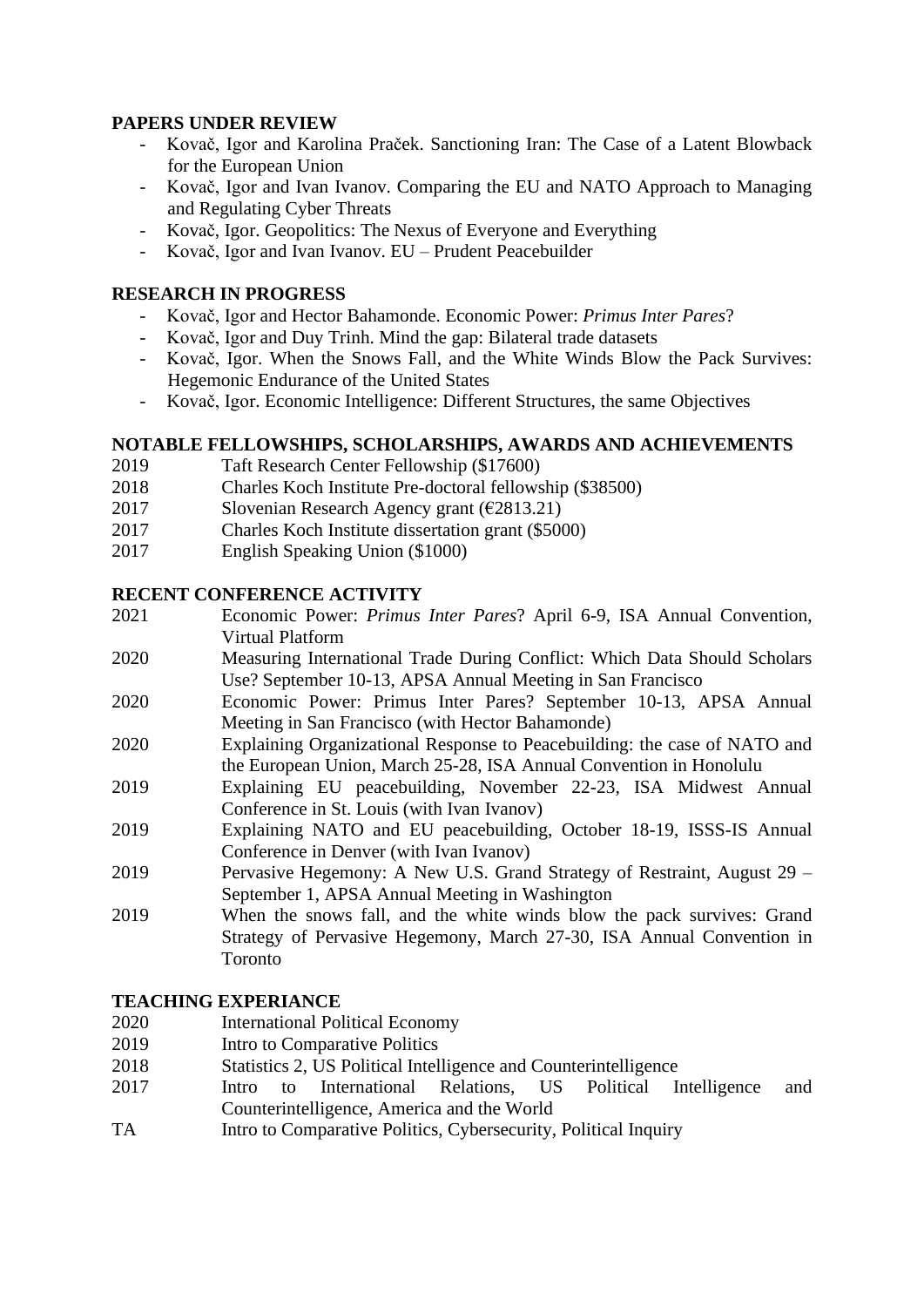**PAPERS UNDER REVIEW**

- Kovač, Igor and Karolina Praček. Sanctioning Iran: The Case of a Latent Blowback for the European Union
- Kovač, Igor and Ivan Ivanov. Comparing the EU and NATO Approach to Managing and Regulating Cyber Threats
- Kovač, Igor. Geopolitics: The Nexus of Everyone and Everything
- Kovač, Igor and Ivan Ivanov. EU – Prudent Peacebuilder

**RESEARCH IN PROGRESS**

- Kovač, Igor and Hector Bahamonde. Economic Power: *Primus Inter Pares*?
- Kovač, Igor and Duy Trinh. Mind the gap: Bilateral trade datasets
- Kovač, Igor. When the Snows Fall, and the White Winds Blow the Pack Survives: Hegemonic Endurance of the United States
- Kovač, Igor. Economic Intelligence: Different Structures, the same Objectives

**NOTABLE FELLOWSHIPS, SCHOLARSHIPS, AWARDS AND ACHIEVEMENTS**

2019 Taft Research Center Fellowship ($17600)
2018 Charles Koch Institute Pre-doctoral fellowship ($38500)
2017 Slovenian Research Agency grant (€2813.21)
2017 Charles Koch Institute dissertation grant ($5000)
2017 English Speaking Union ($1000)

**RECENT CONFERENCE ACTIVITY**

2021 Economic Power: *Primus Inter Pares*? April 6-9, ISA Annual Convention, Virtual Platform
2020 Measuring International Trade During Conflict: Which Data Should Scholars Use? September 10-13, APSA Annual Meeting in San Francisco
2020 Economic Power: Primus Inter Pares? September 10-13, APSA Annual Meeting in San Francisco (with Hector Bahamonde)
2020 Explaining Organizational Response to Peacebuilding: the case of NATO and the European Union, March 25-28, ISA Annual Convention in Honolulu
2019 Explaining EU peacebuilding, November 22-23, ISA Midwest Annual Conference in St. Louis (with Ivan Ivanov)
2019 Explaining NATO and EU peacebuilding, October 18-19, ISSS-IS Annual Conference in Denver (with Ivan Ivanov)
2019 Pervasive Hegemony: A New U.S. Grand Strategy of Restraint, August 29 – September 1, APSA Annual Meeting in Washington
2019 When the snows fall, and the white winds blow the pack survives: Grand Strategy of Pervasive Hegemony, March 27-30, ISA Annual Convention in Toronto

**TEACHING EXPERIANCE**

2020 International Political Economy
2019 Intro to Comparative Politics
2018 Statistics 2, US Political Intelligence and Counterintelligence
2017 Intro to International Relations, US Political Intelligence and Counterintelligence, America and the World
TA Intro to Comparative Politics, Cybersecurity, Political Inquiry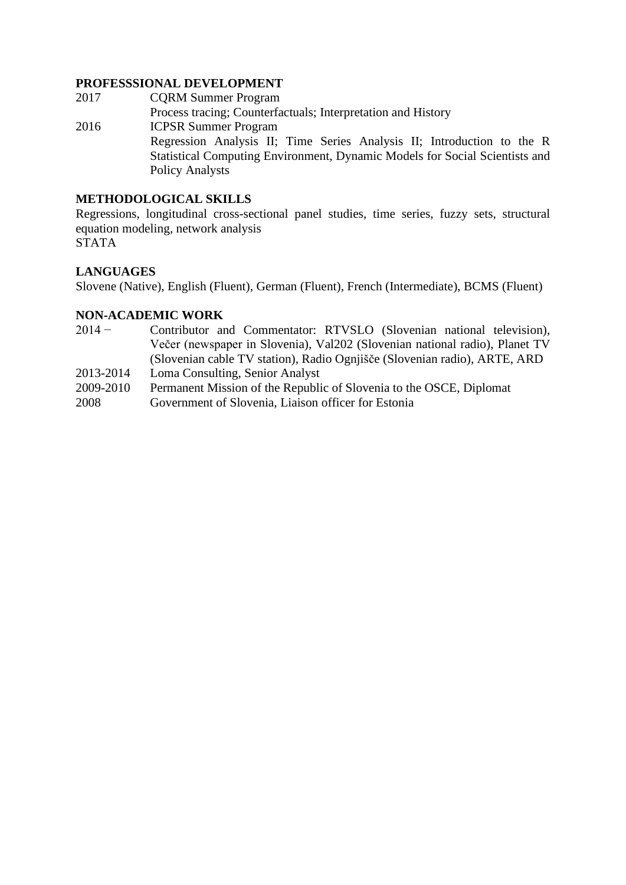**PROFESSSIONAL DEVELOPMENT**

| | |
|---|---|
| 2017 | CQRM Summer Program<br>Process tracing; Counterfactuals; Interpretation and History |
| 2016 | ICPSR Summer Program<br>Regression Analysis II; Time Series Analysis II; Introduction to the R Statistical Computing Environment, Dynamic Models for Social Scientists and Policy Analysts |

**METHODOLOGICAL SKILLS**

Regressions, longitudinal cross-sectional panel studies, time series, fuzzy sets, structural equation modeling, network analysis
STATA

**LANGUAGES**

Slovene (Native), English (Fluent), German (Fluent), French (Intermediate), BCMS (Fluent)

**NON-ACADEMIC WORK**

| | |
|---|---|
| 2014 − | Contributor and Commentator: RTVSLO (Slovenian national television), Večer (newspaper in Slovenia), Val202 (Slovenian national radio), Planet TV (Slovenian cable TV station), Radio Ognjišče (Slovenian radio), ARTE, ARD |
| 2013-2014 | Loma Consulting, Senior Analyst |
| 2009-2010 | Permanent Mission of the Republic of Slovenia to the OSCE, Diplomat |
| 2008 | Government of Slovenia, Liaison officer for Estonia |